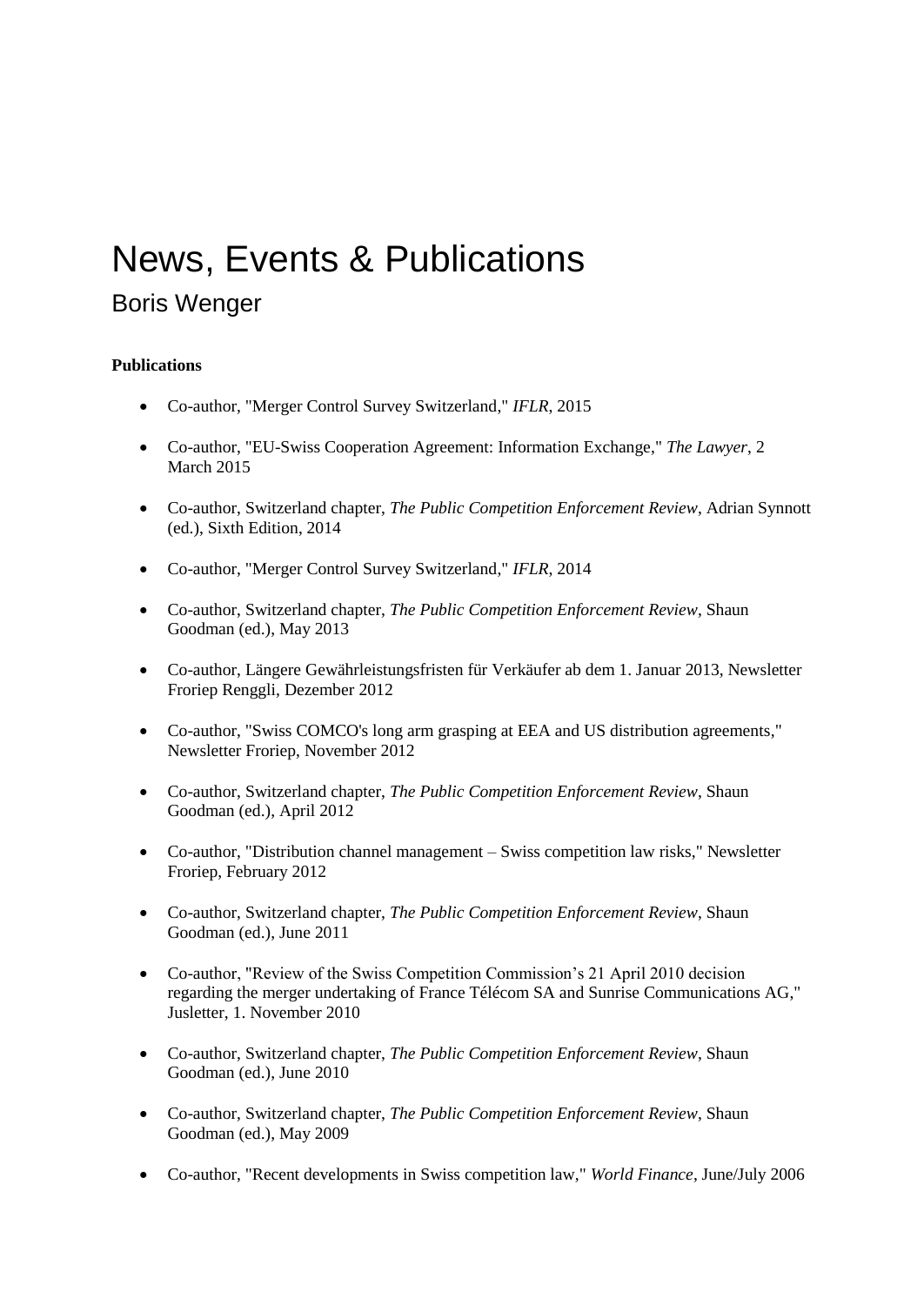# News, Events & Publications

## Boris Wenger

**Publications**

- Co-author, "Merger Control Survey Switzerland," *IFLR*, 2015
- Co-author, "EU-Swiss Cooperation Agreement: Information Exchange," *The Lawyer*, 2 March 2015
- Co-author, Switzerland chapter, *The Public Competition Enforcement Review*, Adrian Synnott (ed.), Sixth Edition, 2014
- Co-author, "Merger Control Survey Switzerland," *IFLR*, 2014
- Co-author, Switzerland chapter, *The Public Competition Enforcement Review*, Shaun Goodman (ed.), May 2013
- Co-author, Längere Gewährleistungsfristen für Verkäufer ab dem 1. Januar 2013, Newsletter Froriep Renggli, Dezember 2012
- Co-author, "Swiss COMCO's long arm grasping at EEA and US distribution agreements," Newsletter Froriep, November 2012
- Co-author, Switzerland chapter, *The Public Competition Enforcement Review*, Shaun Goodman (ed.), April 2012
- Co-author, "Distribution channel management – Swiss competition law risks," Newsletter Froriep, February 2012
- Co-author, Switzerland chapter, *The Public Competition Enforcement Review*, Shaun Goodman (ed.), June 2011
- Co-author, "Review of the Swiss Competition Commission's 21 April 2010 decision regarding the merger undertaking of France Télécom SA and Sunrise Communications AG," Jusletter, 1. November 2010
- Co-author, Switzerland chapter, *The Public Competition Enforcement Review*, Shaun Goodman (ed.), June 2010
- Co-author, Switzerland chapter, *The Public Competition Enforcement Review*, Shaun Goodman (ed.), May 2009
- Co-author, "Recent developments in Swiss competition law," *World Finance*, June/July 2006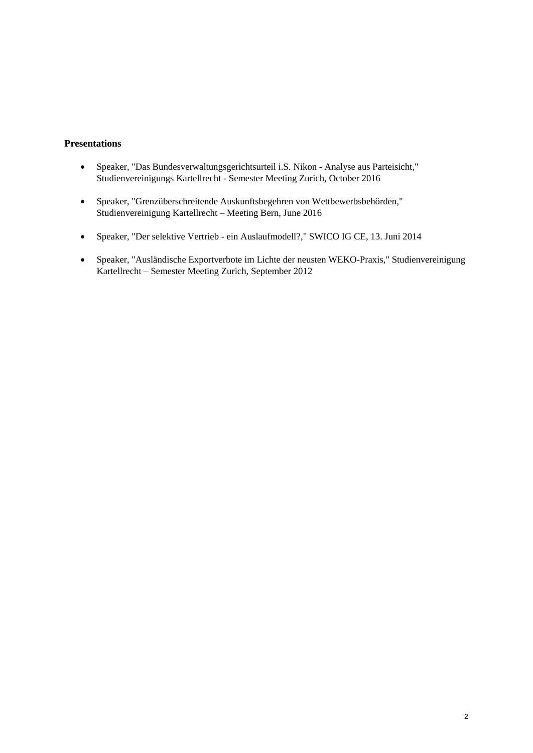**Presentations**

- Speaker, "Das Bundesverwaltungsgerichtsurteil i.S. Nikon - Analyse aus Parteisicht," Studienvereinigungs Kartellrecht - Semester Meeting Zurich, October 2016
- Speaker, "Grenzüberschreitende Auskunftsbegehren von Wettbewerbsbehörden," Studienvereinigung Kartellrecht – Meeting Bern, June 2016
- Speaker, "Der selektive Vertrieb - ein Auslaufmodell?," SWICO IG CE, 13. Juni 2014
- Speaker, "Ausländische Exportverbote im Lichte der neusten WEKO-Praxis," Studienvereinigung Kartellrecht – Semester Meeting Zurich, September 2012